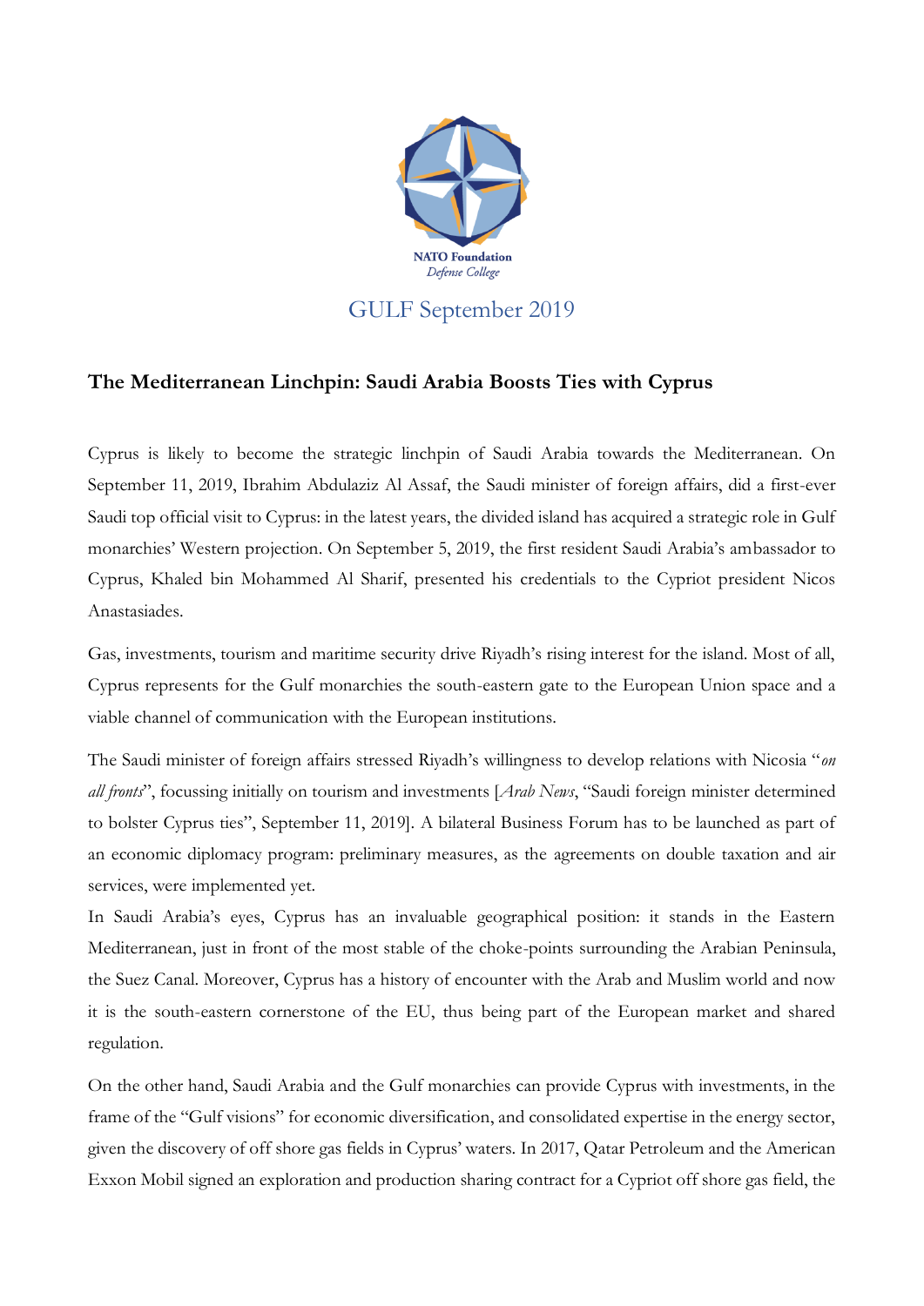NATO Foundation
*Defense College*

GULF September 2019

## The Mediterranean Linchpin: Saudi Arabia Boosts Ties with Cyprus

Cyprus is likely to become the strategic linchpin of Saudi Arabia towards the Mediterranean. On September 11, 2019, Ibrahim Abdulaziz Al Assaf, the Saudi minister of foreign affairs, did a first-ever Saudi top official visit to Cyprus: in the latest years, the divided island has acquired a strategic role in Gulf monarchies' Western projection. On September 5, 2019, the first resident Saudi Arabia's ambassador to Cyprus, Khaled bin Mohammed Al Sharif, presented his credentials to the Cypriot president Nicos Anastasiades.

Gas, investments, tourism and maritime security drive Riyadh's rising interest for the island. Most of all, Cyprus represents for the Gulf monarchies the south-eastern gate to the European Union space and a viable channel of communication with the European institutions.

The Saudi minister of foreign affairs stressed Riyadh's willingness to develop relations with Nicosia "*on all fronts*", focussing initially on tourism and investments [*Arab News*, "Saudi foreign minister determined to bolster Cyprus ties", September 11, 2019]. A bilateral Business Forum has to be launched as part of an economic diplomacy program: preliminary measures, as the agreements on double taxation and air services, were implemented yet.

In Saudi Arabia's eyes, Cyprus has an invaluable geographical position: it stands in the Eastern Mediterranean, just in front of the most stable of the choke-points surrounding the Arabian Peninsula, the Suez Canal. Moreover, Cyprus has a history of encounter with the Arab and Muslim world and now it is the south-eastern cornerstone of the EU, thus being part of the European market and shared regulation.

On the other hand, Saudi Arabia and the Gulf monarchies can provide Cyprus with investments, in the frame of the "Gulf visions" for economic diversification, and consolidated expertise in the energy sector, given the discovery of off shore gas fields in Cyprus' waters. In 2017, Qatar Petroleum and the American Exxon Mobil signed an exploration and production sharing contract for a Cypriot off shore gas field, the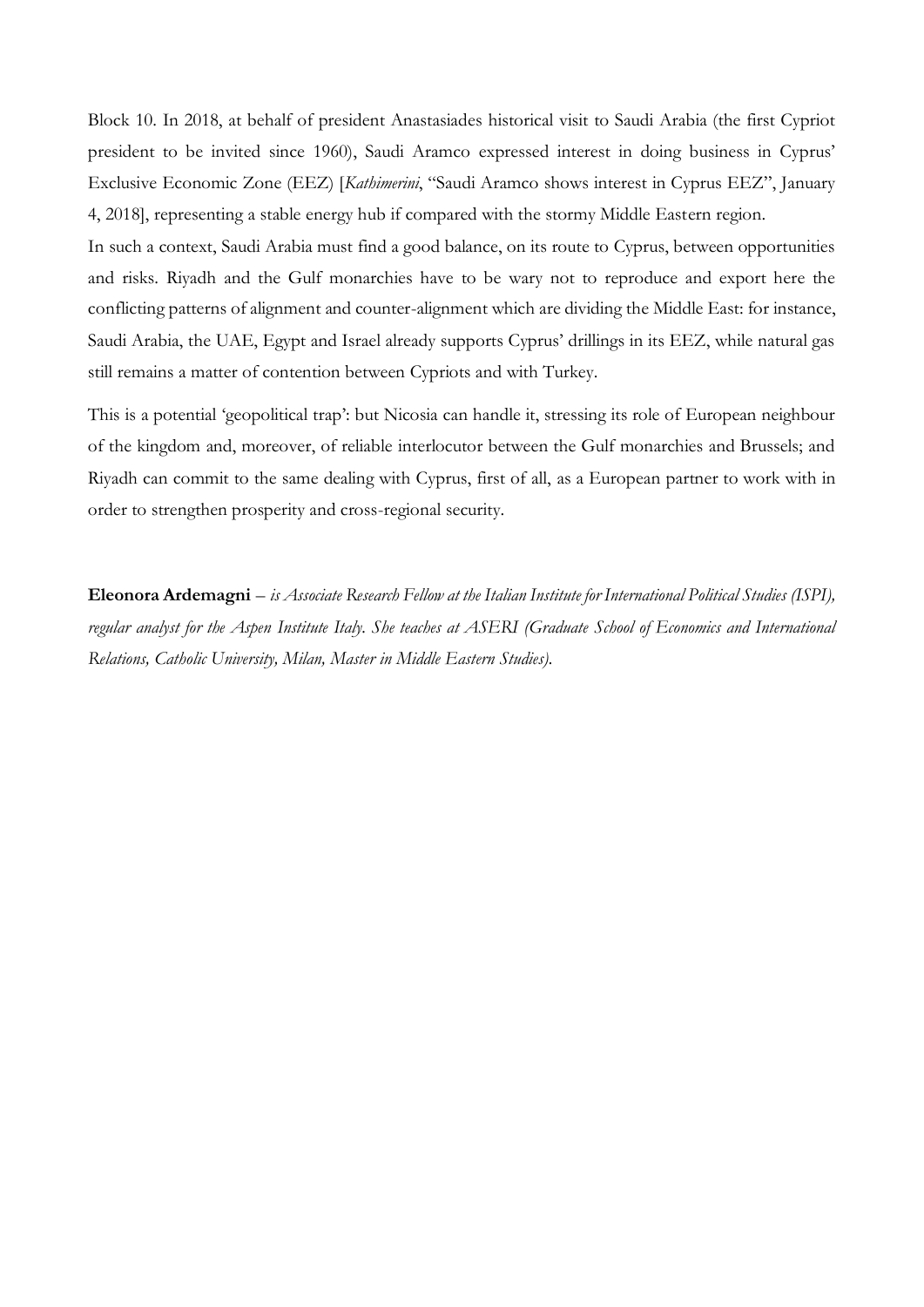Block 10. In 2018, at behalf of president Anastasiades historical visit to Saudi Arabia (the first Cypriot president to be invited since 1960), Saudi Aramco expressed interest in doing business in Cyprus' Exclusive Economic Zone (EEZ) [*Kathimerini*, "Saudi Aramco shows interest in Cyprus EEZ", January 4, 2018], representing a stable energy hub if compared with the stormy Middle Eastern region.

In such a context, Saudi Arabia must find a good balance, on its route to Cyprus, between opportunities and risks. Riyadh and the Gulf monarchies have to be wary not to reproduce and export here the conflicting patterns of alignment and counter-alignment which are dividing the Middle East: for instance, Saudi Arabia, the UAE, Egypt and Israel already supports Cyprus' drillings in its EEZ, while natural gas still remains a matter of contention between Cypriots and with Turkey.

This is a potential 'geopolitical trap': but Nicosia can handle it, stressing its role of European neighbour of the kingdom and, moreover, of reliable interlocutor between the Gulf monarchies and Brussels; and Riyadh can commit to the same dealing with Cyprus, first of all, as a European partner to work with in order to strengthen prosperity and cross-regional security.

**Eleonora Ardemagni** – *is Associate Research Fellow at the Italian Institute for International Political Studies (ISPI), regular analyst for the Aspen Institute Italy. She teaches at ASERI (Graduate School of Economics and International Relations, Catholic University, Milan, Master in Middle Eastern Studies).*